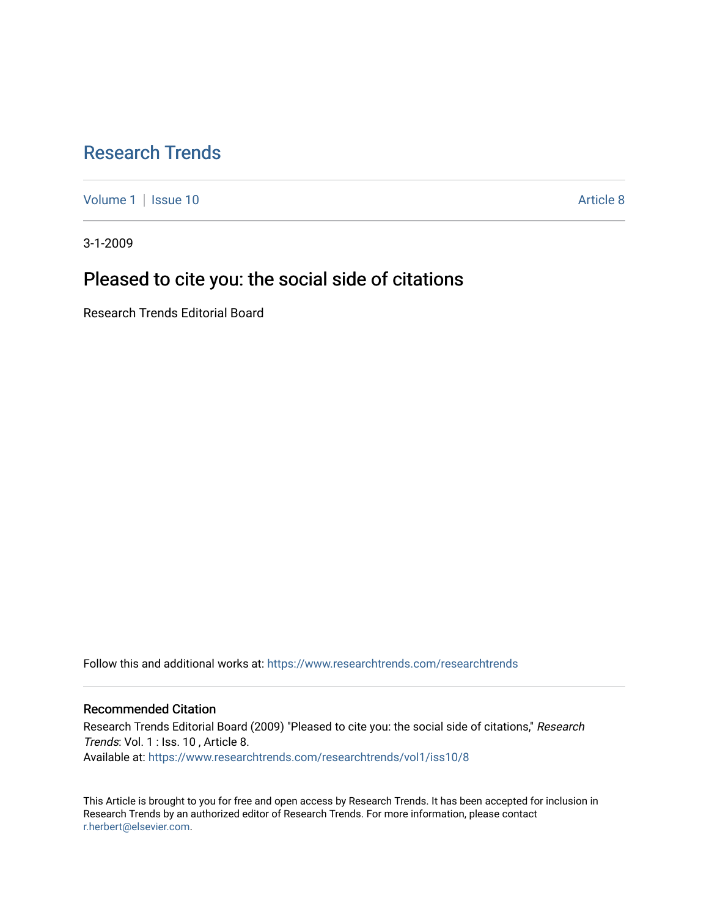# Research Trends

Volume 1 | Issue 10 Article 8

3-1-2009

## Pleased to cite you: the social side of citations

Research Trends Editorial Board

Follow this and additional works at: https://www.researchtrends.com/researchtrends

### Recommended Citation

Research Trends Editorial Board (2009) "Pleased to cite you: the social side of citations," *Research Trends*: Vol. 1 : Iss. 10 , Article 8.
Available at: https://www.researchtrends.com/researchtrends/vol1/iss10/8

This Article is brought to you for free and open access by Research Trends. It has been accepted for inclusion in Research Trends by an authorized editor of Research Trends. For more information, please contact r.herbert@elsevier.com.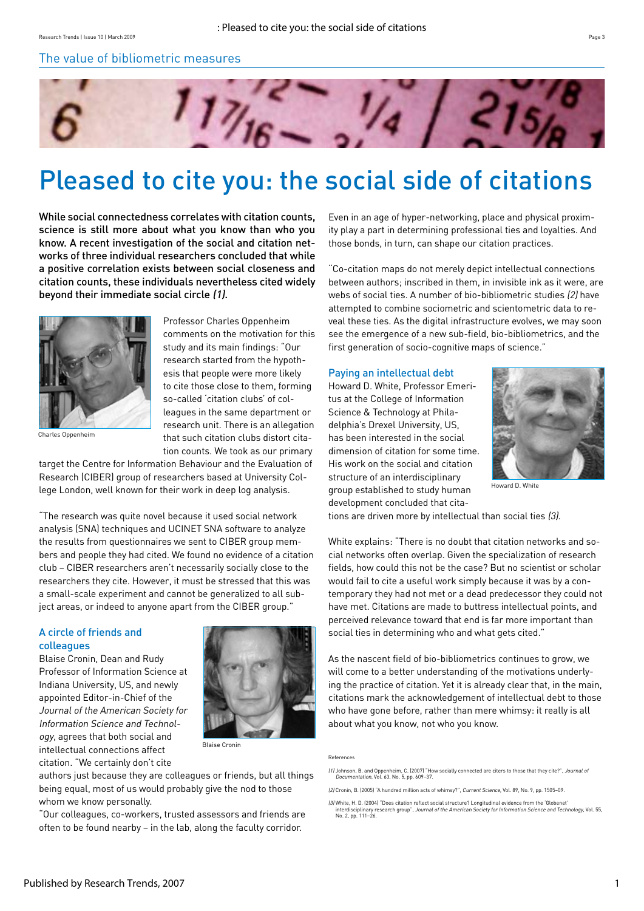## The value of bibliometric measures

# Pleased to cite you: the social side of citations

**While social connectedness correlates with citation counts, science is still more about what you know than who you know. A recent investigation of the social and citation networks of three individual researchers concluded that while a positive correlation exists between social closeness and citation counts, these individuals nevertheless cited widely beyond their immediate social circle *(1)*.**

Charles Oppenheim

Professor Charles Oppenheim comments on the motivation for this study and its main findings: "Our research started from the hypothesis that people were more likely to cite those close to them, forming so-called 'citation clubs' of colleagues in the same department or research unit. There is an allegation that such citation clubs distort citation counts. We took as our primary target the Centre for Information Behaviour and the Evaluation of Research (CIBER) group of researchers based at University College London, well known for their work in deep log analysis.

"The research was quite novel because it used social network analysis (SNA) techniques and UCINET SNA software to analyze the results from questionnaires we sent to CIBER group members and people they had cited. We found no evidence of a citation club – CIBER researchers aren't necessarily socially close to the researchers they cite. However, it must be stressed that this was a small-scale experiment and cannot be generalized to all subject areas, or indeed to anyone apart from the CIBER group."

### A circle of friends and colleagues

Blaise Cronin

Blaise Cronin, Dean and Rudy Professor of Information Science at Indiana University, US, and newly appointed Editor-in-Chief of the *Journal of the American Society for Information Science and Technology*, agrees that both social and intellectual connections affect citation. "We certainly don't cite authors just because they are colleagues or friends, but all things being equal, most of us would probably give the nod to those whom we know personally.

"Our colleagues, co-workers, trusted assessors and friends are often to be found nearby – in the lab, along the faculty corridor. Even in an age of hyper-networking, place and physical proximity play a part in determining professional ties and loyalties. And those bonds, in turn, can shape our citation practices.

"Co-citation maps do not merely depict intellectual connections between authors; inscribed in them, in invisible ink as it were, are webs of social ties. A number of bio-bibliometric studies *(2)* have attempted to combine sociometric and scientometric data to reveal these ties. As the digital infrastructure evolves, we may soon see the emergence of a new sub-field, bio-bibliometrics, and the first generation of socio-cognitive maps of science."

### Paying an intellectual debt

Howard D. White

Howard D. White, Professor Emeritus at the College of Information Science & Technology at Philadelphia's Drexel University, US, has been interested in the social dimension of citation for some time. His work on the social and citation structure of an interdisciplinary group established to study human development concluded that citations are driven more by intellectual than social ties *(3)*.

White explains: "There is no doubt that citation networks and social networks often overlap. Given the specialization of research fields, how could this not be the case? But no scientist or scholar would fail to cite a useful work simply because it was by a contemporary they had not met or a dead predecessor they could not have met. Citations are made to buttress intellectual points, and perceived relevance toward that end is far more important than social ties in determining who and what gets cited."

As the nascent field of bio-bibliometrics continues to grow, we will come to a better understanding of the motivations underlying the practice of citation. Yet it is already clear that, in the main, citations mark the acknowledgement of intellectual debt to those who have gone before, rather than mere whimsy: it really is all about what you know, not who you know.

References

*(1)* Johnson, B. and Oppenheim, C. (2007) "How socially connected are citers to those that they cite?", *Journal of Documentation*, Vol. 63, No. 5, pp. 609–37.

*(2)* Cronin, B. (2005) "A hundred million acts of whimsy?", *Current Science*, Vol. 89, No. 9, pp. 1505–09.

*(3)* White, H. D. (2004) "Does citation reflect social structure? Longitudinal evidence from the 'Globenet' interdisciplinary research group", *Journal of the American Society for Information Science and Technology*, Vol. 55, No. 2, pp. 111–26.